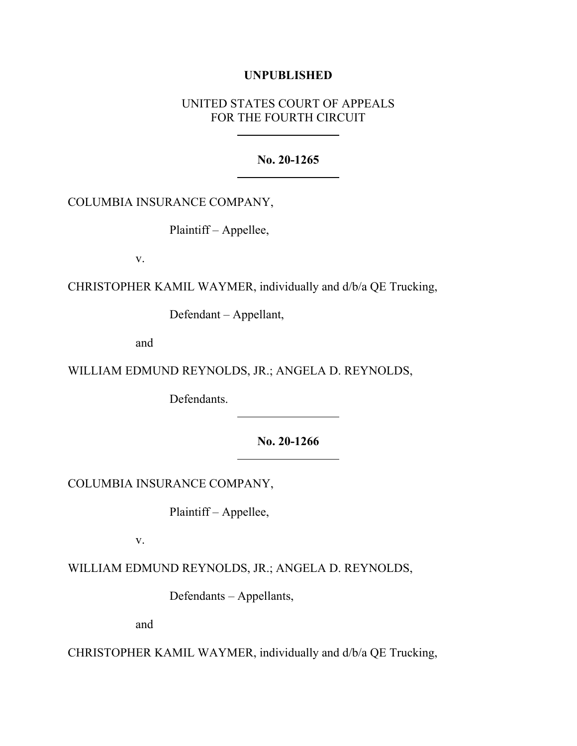**UNPUBLISHED**

UNITED STATES COURT OF APPEALS
FOR THE FOURTH CIRCUIT

---

**No. 20-1265**

---

COLUMBIA INSURANCE COMPANY,

Plaintiff – Appellee,

v.

CHRISTOPHER KAMIL WAYMER, individually and d/b/a QE Trucking,

Defendant – Appellant,

and

WILLIAM EDMUND REYNOLDS, JR.; ANGELA D. REYNOLDS,

Defendants.

---

**No. 20-1266**

---

COLUMBIA INSURANCE COMPANY,

Plaintiff – Appellee,

v.

WILLIAM EDMUND REYNOLDS, JR.; ANGELA D. REYNOLDS,

Defendants – Appellants,

and

CHRISTOPHER KAMIL WAYMER, individually and d/b/a QE Trucking,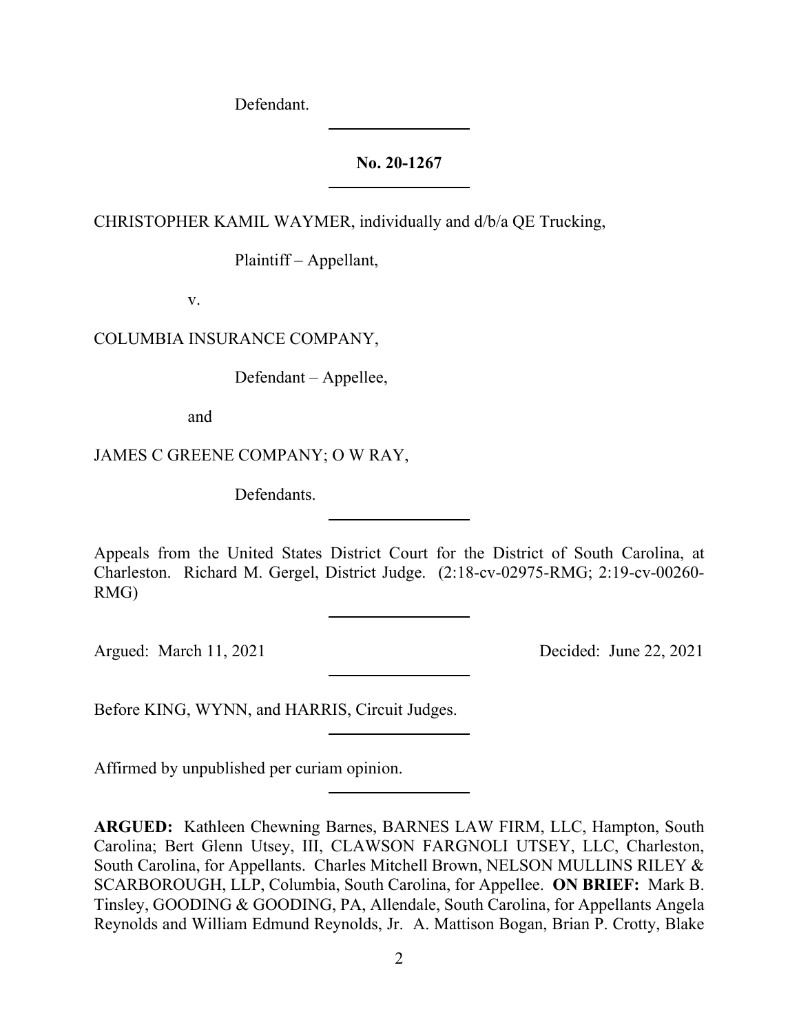Defendant.

---

**No. 20-1267**

---

CHRISTOPHER KAMIL WAYMER, individually and d/b/a QE Trucking,

Plaintiff – Appellant,

v.

COLUMBIA INSURANCE COMPANY,

Defendant – Appellee,

and

JAMES C GREENE COMPANY; O W RAY,

Defendants.

---

Appeals from the United States District Court for the District of South Carolina, at Charleston. Richard M. Gergel, District Judge. (2:18-cv-02975-RMG; 2:19-cv-00260-RMG)

---

Argued: March 11, 2021 Decided: June 22, 2021

---

Before KING, WYNN, and HARRIS, Circuit Judges.

---

Affirmed by unpublished per curiam opinion.

---

**ARGUED:** Kathleen Chewning Barnes, BARNES LAW FIRM, LLC, Hampton, South Carolina; Bert Glenn Utsey, III, CLAWSON FARGNOLI UTSEY, LLC, Charleston, South Carolina, for Appellants. Charles Mitchell Brown, NELSON MULLINS RILEY & SCARBOROUGH, LLP, Columbia, South Carolina, for Appellee. **ON BRIEF:** Mark B. Tinsley, GOODING & GOODING, PA, Allendale, South Carolina, for Appellants Angela Reynolds and William Edmund Reynolds, Jr. A. Mattison Bogan, Brian P. Crotty, Blake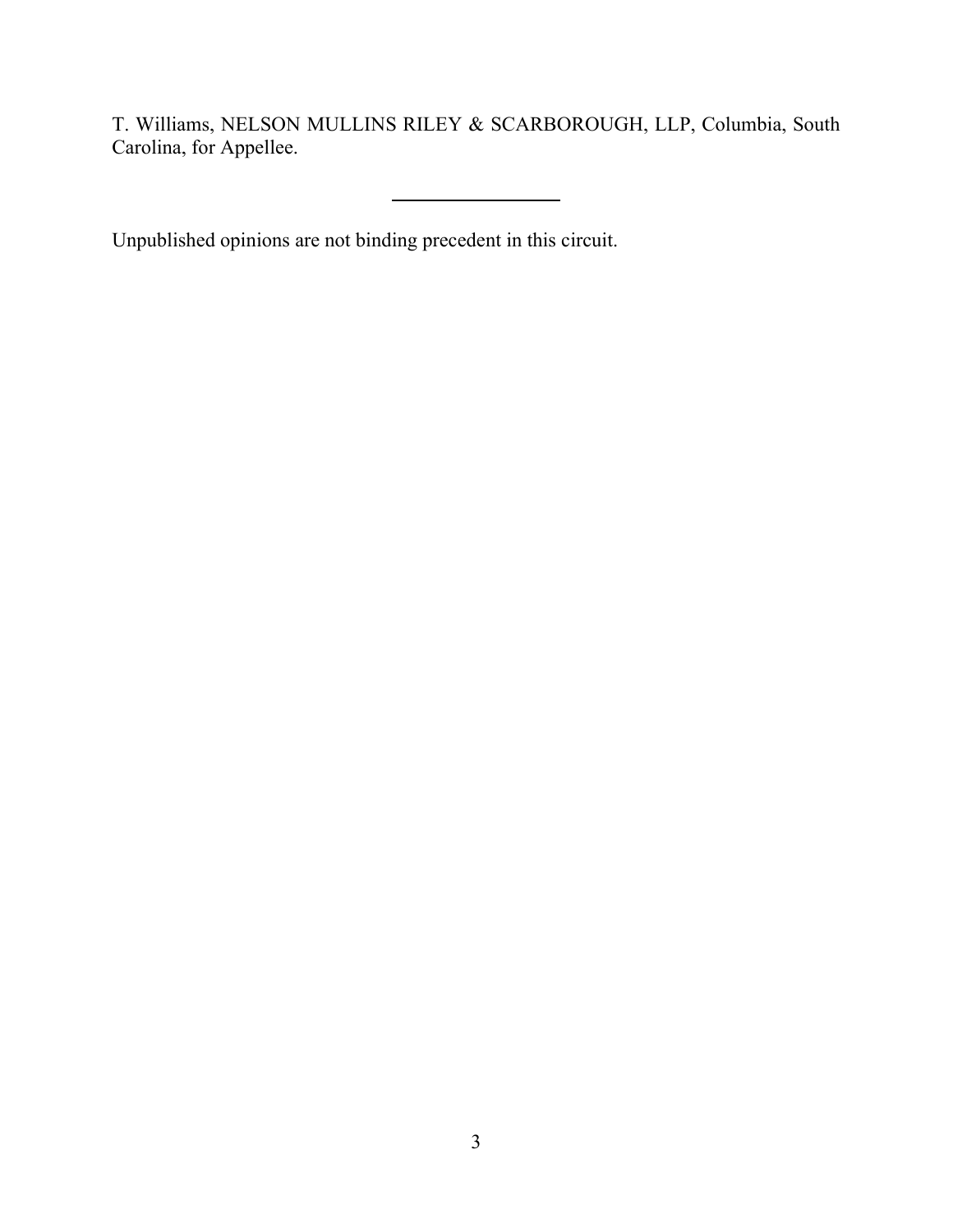T. Williams, NELSON MULLINS RILEY & SCARBOROUGH, LLP, Columbia, South Carolina, for Appellee.

---

Unpublished opinions are not binding precedent in this circuit.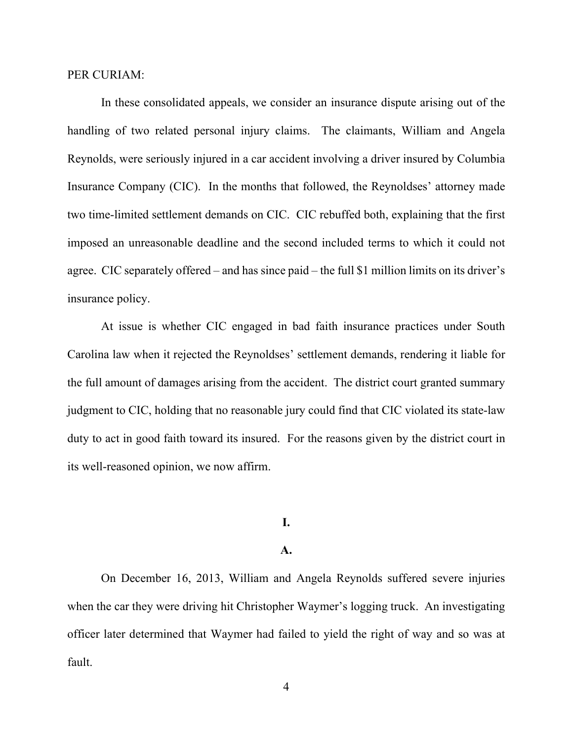PER CURIAM:

In these consolidated appeals, we consider an insurance dispute arising out of the handling of two related personal injury claims. The claimants, William and Angela Reynolds, were seriously injured in a car accident involving a driver insured by Columbia Insurance Company (CIC). In the months that followed, the Reynoldses' attorney made two time-limited settlement demands on CIC. CIC rebuffed both, explaining that the first imposed an unreasonable deadline and the second included terms to which it could not agree. CIC separately offered – and has since paid – the full $1 million limits on its driver's insurance policy.

At issue is whether CIC engaged in bad faith insurance practices under South Carolina law when it rejected the Reynoldses' settlement demands, rendering it liable for the full amount of damages arising from the accident. The district court granted summary judgment to CIC, holding that no reasonable jury could find that CIC violated its state-law duty to act in good faith toward its insured. For the reasons given by the district court in its well-reasoned opinion, we now affirm.

## I.

### A.

On December 16, 2013, William and Angela Reynolds suffered severe injuries when the car they were driving hit Christopher Waymer's logging truck. An investigating officer later determined that Waymer had failed to yield the right of way and so was at fault.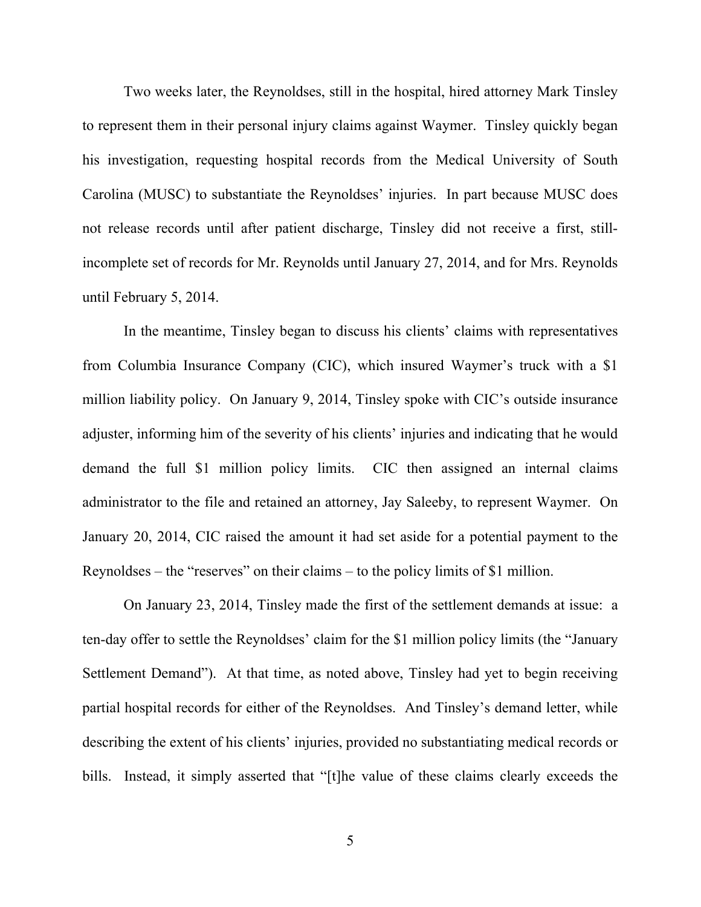Two weeks later, the Reynoldses, still in the hospital, hired attorney Mark Tinsley to represent them in their personal injury claims against Waymer. Tinsley quickly began his investigation, requesting hospital records from the Medical University of South Carolina (MUSC) to substantiate the Reynoldses' injuries. In part because MUSC does not release records until after patient discharge, Tinsley did not receive a first, still-incomplete set of records for Mr. Reynolds until January 27, 2014, and for Mrs. Reynolds until February 5, 2014.

In the meantime, Tinsley began to discuss his clients' claims with representatives from Columbia Insurance Company (CIC), which insured Waymer's truck with a $1 million liability policy. On January 9, 2014, Tinsley spoke with CIC's outside insurance adjuster, informing him of the severity of his clients' injuries and indicating that he would demand the full $1 million policy limits. CIC then assigned an internal claims administrator to the file and retained an attorney, Jay Saleeby, to represent Waymer. On January 20, 2014, CIC raised the amount it had set aside for a potential payment to the Reynoldses – the "reserves" on their claims – to the policy limits of $1 million.

On January 23, 2014, Tinsley made the first of the settlement demands at issue: a ten-day offer to settle the Reynoldses' claim for the $1 million policy limits (the "January Settlement Demand"). At that time, as noted above, Tinsley had yet to begin receiving partial hospital records for either of the Reynoldses. And Tinsley's demand letter, while describing the extent of his clients' injuries, provided no substantiating medical records or bills. Instead, it simply asserted that "[t]he value of these claims clearly exceeds the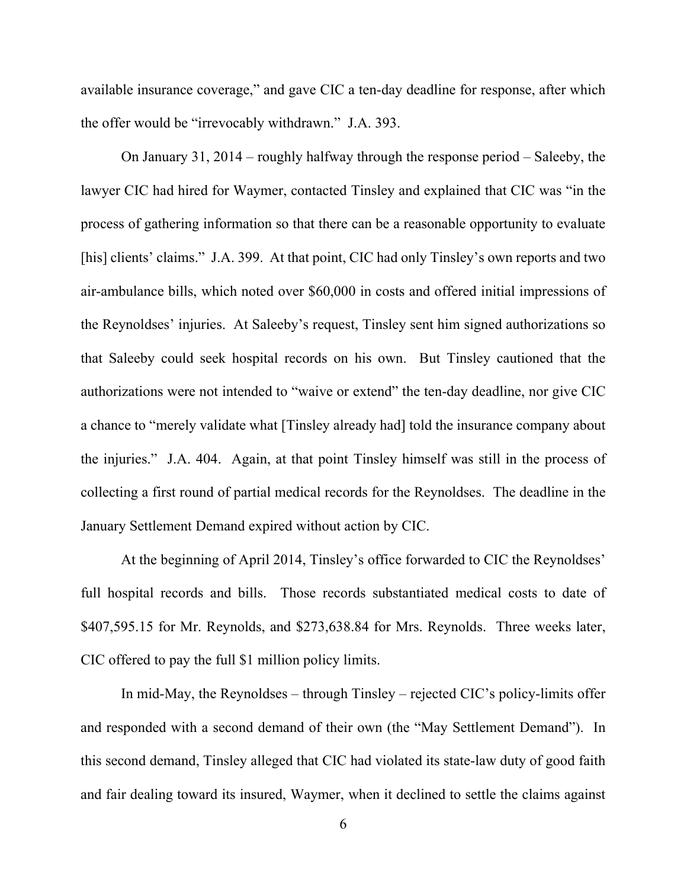available insurance coverage," and gave CIC a ten-day deadline for response, after which the offer would be "irrevocably withdrawn." J.A. 393.

On January 31, 2014 – roughly halfway through the response period – Saleeby, the lawyer CIC had hired for Waymer, contacted Tinsley and explained that CIC was "in the process of gathering information so that there can be a reasonable opportunity to evaluate [his] clients' claims." J.A. 399. At that point, CIC had only Tinsley's own reports and two air-ambulance bills, which noted over $60,000 in costs and offered initial impressions of the Reynoldses' injuries. At Saleeby's request, Tinsley sent him signed authorizations so that Saleeby could seek hospital records on his own. But Tinsley cautioned that the authorizations were not intended to "waive or extend" the ten-day deadline, nor give CIC a chance to "merely validate what [Tinsley already had] told the insurance company about the injuries." J.A. 404. Again, at that point Tinsley himself was still in the process of collecting a first round of partial medical records for the Reynoldses. The deadline in the January Settlement Demand expired without action by CIC.

At the beginning of April 2014, Tinsley's office forwarded to CIC the Reynoldses' full hospital records and bills. Those records substantiated medical costs to date of $407,595.15 for Mr. Reynolds, and $273,638.84 for Mrs. Reynolds. Three weeks later, CIC offered to pay the full $1 million policy limits.

In mid-May, the Reynoldses – through Tinsley – rejected CIC's policy-limits offer and responded with a second demand of their own (the "May Settlement Demand"). In this second demand, Tinsley alleged that CIC had violated its state-law duty of good faith and fair dealing toward its insured, Waymer, when it declined to settle the claims against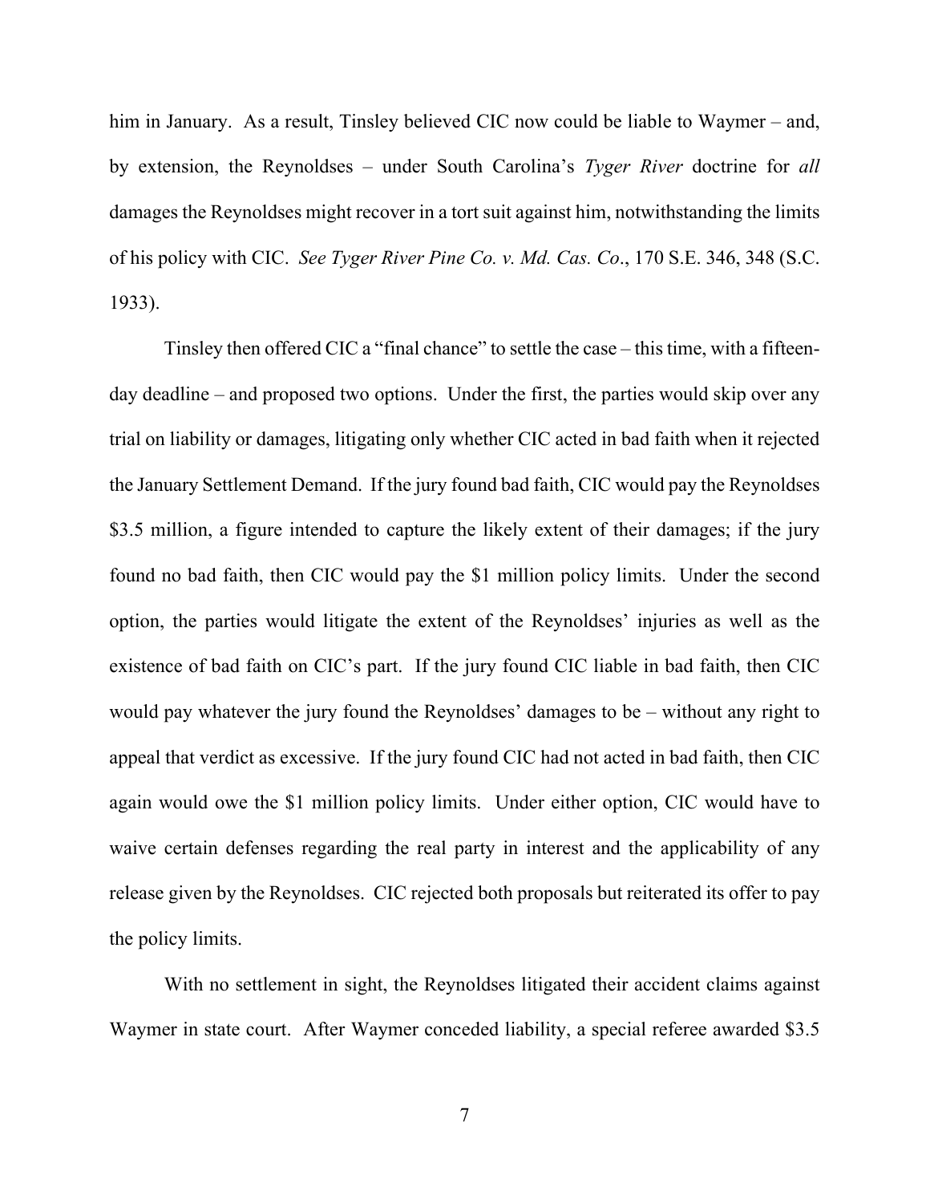him in January. As a result, Tinsley believed CIC now could be liable to Waymer – and, by extension, the Reynoldses – under South Carolina's *Tyger River* doctrine for *all* damages the Reynoldses might recover in a tort suit against him, notwithstanding the limits of his policy with CIC. *See Tyger River Pine Co. v. Md. Cas. Co*., 170 S.E. 346, 348 (S.C. 1933).

Tinsley then offered CIC a "final chance" to settle the case – this time, with a fifteen-day deadline – and proposed two options. Under the first, the parties would skip over any trial on liability or damages, litigating only whether CIC acted in bad faith when it rejected the January Settlement Demand. If the jury found bad faith, CIC would pay the Reynoldses $3.5 million, a figure intended to capture the likely extent of their damages; if the jury found no bad faith, then CIC would pay the $1 million policy limits. Under the second option, the parties would litigate the extent of the Reynoldses' injuries as well as the existence of bad faith on CIC's part. If the jury found CIC liable in bad faith, then CIC would pay whatever the jury found the Reynoldses' damages to be – without any right to appeal that verdict as excessive. If the jury found CIC had not acted in bad faith, then CIC again would owe the $1 million policy limits. Under either option, CIC would have to waive certain defenses regarding the real party in interest and the applicability of any release given by the Reynoldses. CIC rejected both proposals but reiterated its offer to pay the policy limits.

With no settlement in sight, the Reynoldses litigated their accident claims against Waymer in state court. After Waymer conceded liability, a special referee awarded $3.5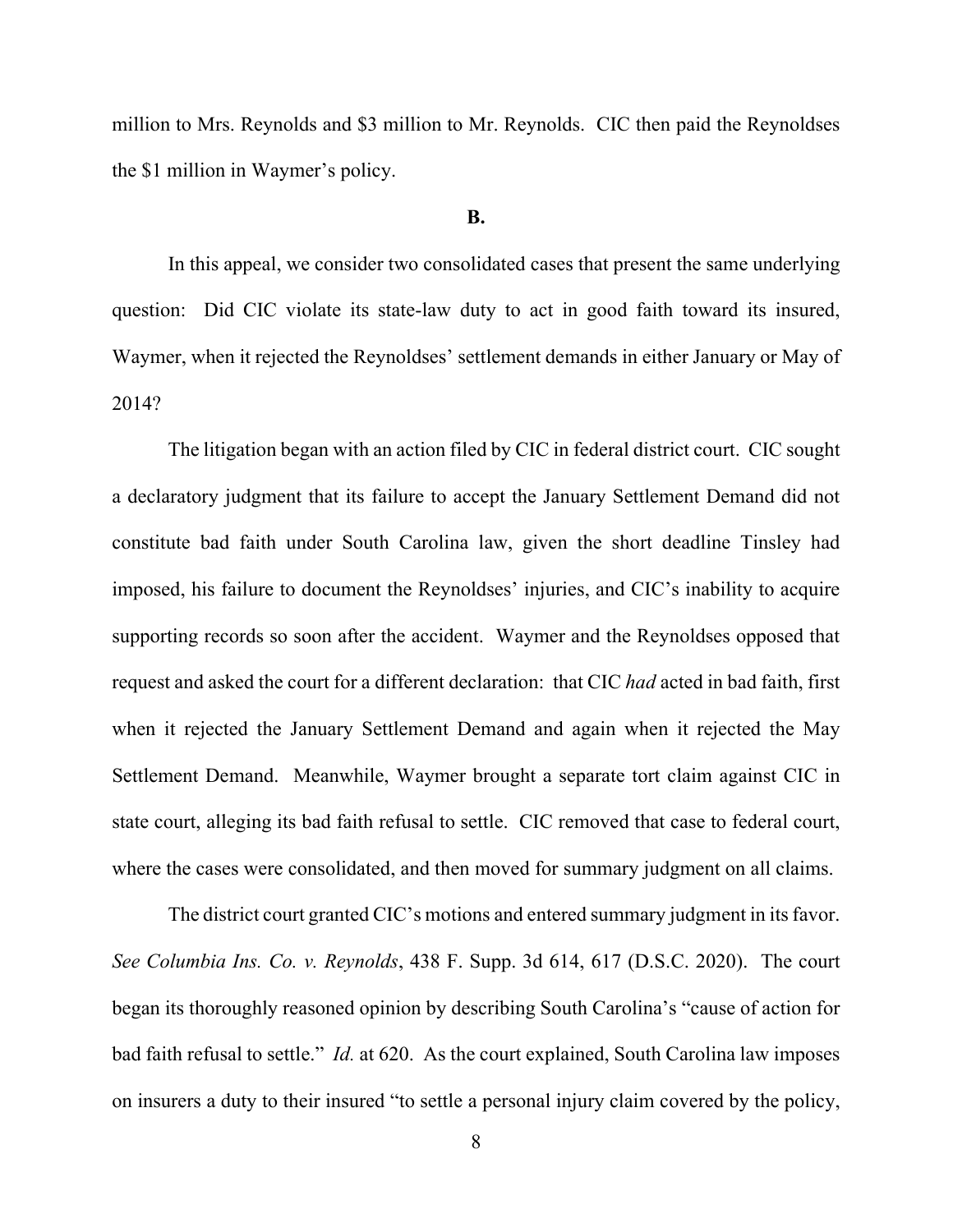million to Mrs. Reynolds and $3 million to Mr. Reynolds. CIC then paid the Reynoldses the $1 million in Waymer's policy.

### B.

In this appeal, we consider two consolidated cases that present the same underlying question: Did CIC violate its state-law duty to act in good faith toward its insured, Waymer, when it rejected the Reynoldses' settlement demands in either January or May of 2014?

The litigation began with an action filed by CIC in federal district court. CIC sought a declaratory judgment that its failure to accept the January Settlement Demand did not constitute bad faith under South Carolina law, given the short deadline Tinsley had imposed, his failure to document the Reynoldses' injuries, and CIC's inability to acquire supporting records so soon after the accident. Waymer and the Reynoldses opposed that request and asked the court for a different declaration: that CIC *had* acted in bad faith, first when it rejected the January Settlement Demand and again when it rejected the May Settlement Demand. Meanwhile, Waymer brought a separate tort claim against CIC in state court, alleging its bad faith refusal to settle. CIC removed that case to federal court, where the cases were consolidated, and then moved for summary judgment on all claims.

The district court granted CIC's motions and entered summary judgment in its favor. *See Columbia Ins. Co. v. Reynolds*, 438 F. Supp. 3d 614, 617 (D.S.C. 2020). The court began its thoroughly reasoned opinion by describing South Carolina's "cause of action for bad faith refusal to settle." *Id.* at 620. As the court explained, South Carolina law imposes on insurers a duty to their insured "to settle a personal injury claim covered by the policy,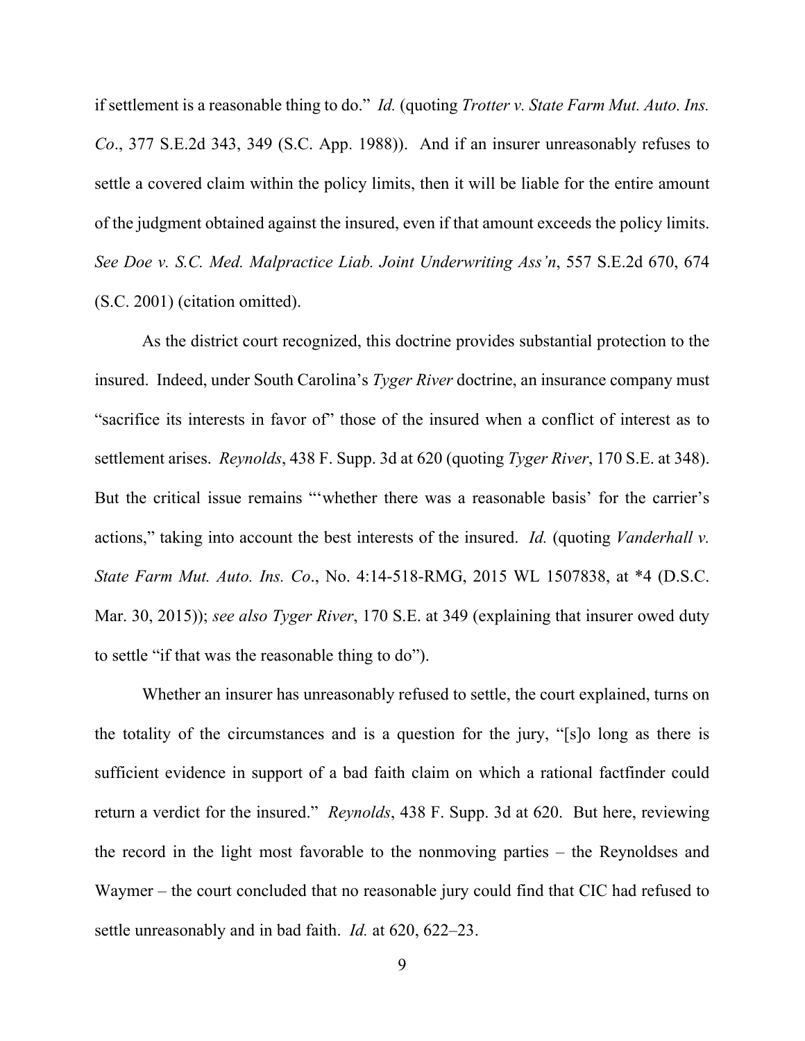if settlement is a reasonable thing to do." *Id.* (quoting *Trotter v. State Farm Mut. Auto. Ins. Co*., 377 S.E.2d 343, 349 (S.C. App. 1988)). And if an insurer unreasonably refuses to settle a covered claim within the policy limits, then it will be liable for the entire amount of the judgment obtained against the insured, even if that amount exceeds the policy limits. *See Doe v. S.C. Med. Malpractice Liab. Joint Underwriting Ass'n*, 557 S.E.2d 670, 674 (S.C. 2001) (citation omitted).

As the district court recognized, this doctrine provides substantial protection to the insured. Indeed, under South Carolina's *Tyger River* doctrine, an insurance company must "sacrifice its interests in favor of" those of the insured when a conflict of interest as to settlement arises. *Reynolds*, 438 F. Supp. 3d at 620 (quoting *Tyger River*, 170 S.E. at 348). But the critical issue remains "'whether there was a reasonable basis' for the carrier's actions," taking into account the best interests of the insured. *Id.* (quoting *Vanderhall v. State Farm Mut. Auto. Ins. Co*., No. 4:14-518-RMG, 2015 WL 1507838, at *4 (D.S.C. Mar. 30, 2015)); *see also Tyger River*, 170 S.E. at 349 (explaining that insurer owed duty to settle "if that was the reasonable thing to do").

Whether an insurer has unreasonably refused to settle, the court explained, turns on the totality of the circumstances and is a question for the jury, "[s]o long as there is sufficient evidence in support of a bad faith claim on which a rational factfinder could return a verdict for the insured." *Reynolds*, 438 F. Supp. 3d at 620. But here, reviewing the record in the light most favorable to the nonmoving parties – the Reynoldses and Waymer – the court concluded that no reasonable jury could find that CIC had refused to settle unreasonably and in bad faith. *Id.* at 620, 622–23.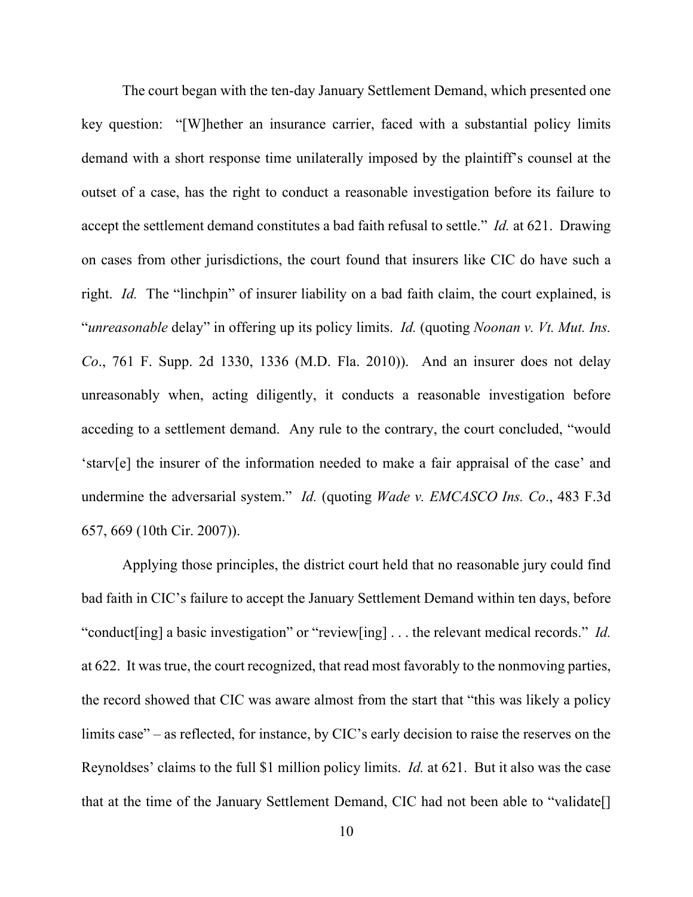The court began with the ten-day January Settlement Demand, which presented one key question: "[W]hether an insurance carrier, faced with a substantial policy limits demand with a short response time unilaterally imposed by the plaintiff's counsel at the outset of a case, has the right to conduct a reasonable investigation before its failure to accept the settlement demand constitutes a bad faith refusal to settle." *Id.* at 621. Drawing on cases from other jurisdictions, the court found that insurers like CIC do have such a right. *Id.* The "linchpin" of insurer liability on a bad faith claim, the court explained, is "*unreasonable* delay" in offering up its policy limits. *Id.* (quoting *Noonan v. Vt. Mut. Ins. Co.*, 761 F. Supp. 2d 1330, 1336 (M.D. Fla. 2010)). And an insurer does not delay unreasonably when, acting diligently, it conducts a reasonable investigation before acceding to a settlement demand. Any rule to the contrary, the court concluded, "would 'starv[e] the insurer of the information needed to make a fair appraisal of the case' and undermine the adversarial system." *Id.* (quoting *Wade v. EMCASCO Ins. Co.*, 483 F.3d 657, 669 (10th Cir. 2007)).

Applying those principles, the district court held that no reasonable jury could find bad faith in CIC's failure to accept the January Settlement Demand within ten days, before "conduct[ing] a basic investigation" or "review[ing] . . . the relevant medical records." *Id.* at 622. It was true, the court recognized, that read most favorably to the nonmoving parties, the record showed that CIC was aware almost from the start that "this was likely a policy limits case" – as reflected, for instance, by CIC's early decision to raise the reserves on the Reynoldses' claims to the full $1 million policy limits. *Id.* at 621. But it also was the case that at the time of the January Settlement Demand, CIC had not been able to "validate[]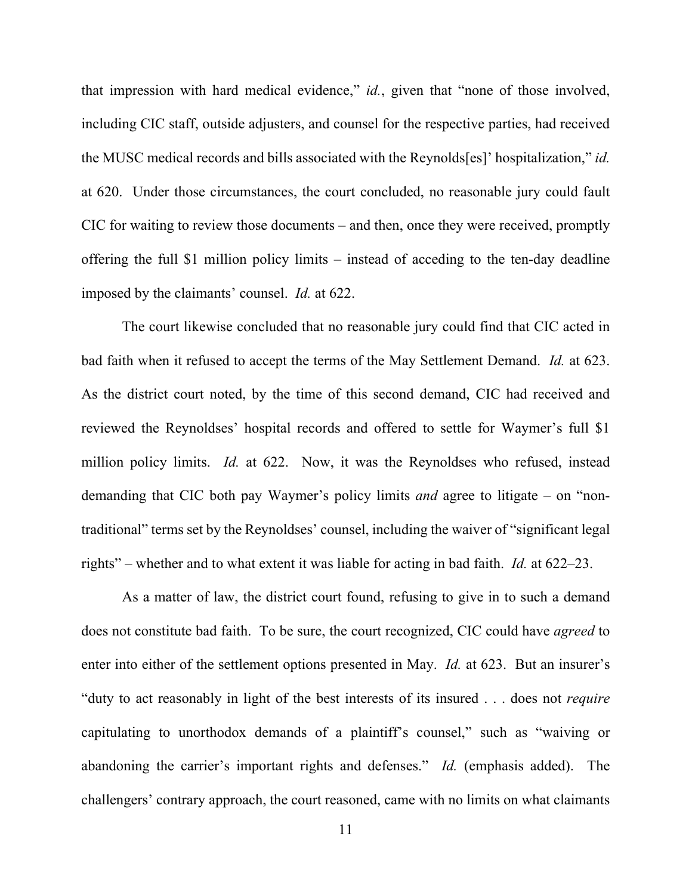that impression with hard medical evidence," *id.*, given that "none of those involved, including CIC staff, outside adjusters, and counsel for the respective parties, had received the MUSC medical records and bills associated with the Reynolds[es]' hospitalization," *id.* at 620. Under those circumstances, the court concluded, no reasonable jury could fault CIC for waiting to review those documents – and then, once they were received, promptly offering the full $1 million policy limits – instead of acceding to the ten-day deadline imposed by the claimants' counsel. *Id.* at 622.

The court likewise concluded that no reasonable jury could find that CIC acted in bad faith when it refused to accept the terms of the May Settlement Demand. *Id.* at 623. As the district court noted, by the time of this second demand, CIC had received and reviewed the Reynoldses' hospital records and offered to settle for Waymer's full $1 million policy limits. *Id.* at 622. Now, it was the Reynoldses who refused, instead demanding that CIC both pay Waymer's policy limits *and* agree to litigate – on "non-traditional" terms set by the Reynoldses' counsel, including the waiver of "significant legal rights" – whether and to what extent it was liable for acting in bad faith. *Id.* at 622–23.

As a matter of law, the district court found, refusing to give in to such a demand does not constitute bad faith. To be sure, the court recognized, CIC could have *agreed* to enter into either of the settlement options presented in May. *Id.* at 623. But an insurer's "duty to act reasonably in light of the best interests of its insured . . . does not *require* capitulating to unorthodox demands of a plaintiff's counsel," such as "waiving or abandoning the carrier's important rights and defenses." *Id.* (emphasis added). The challengers' contrary approach, the court reasoned, came with no limits on what claimants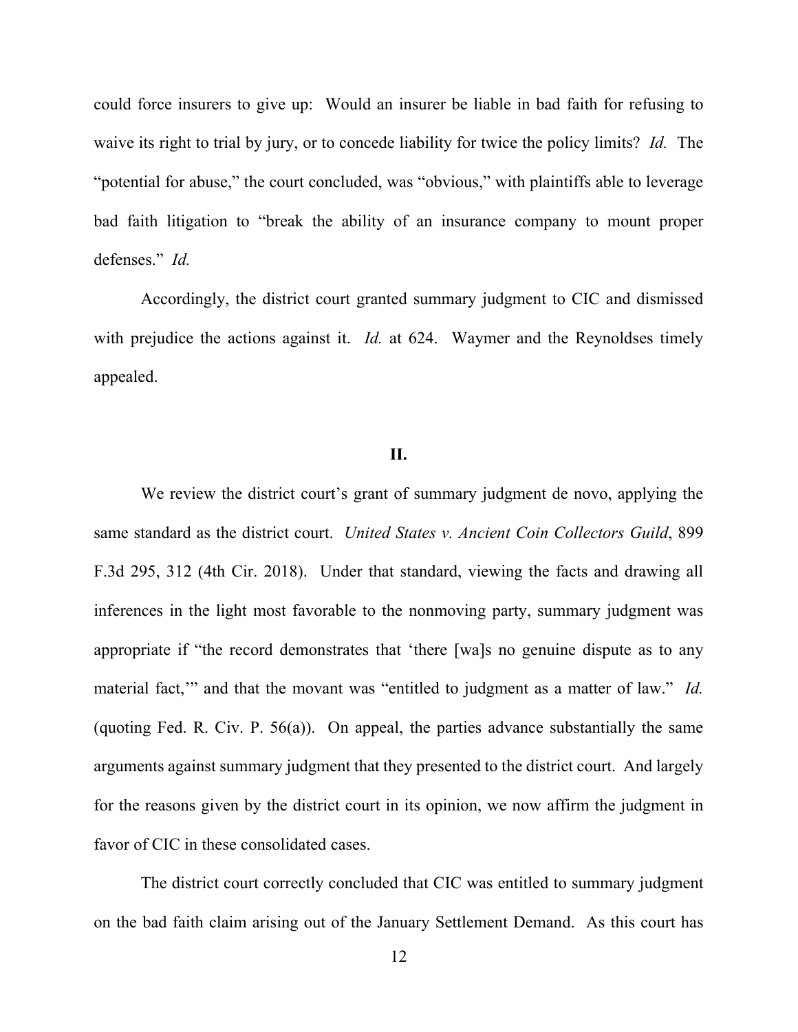could force insurers to give up: Would an insurer be liable in bad faith for refusing to waive its right to trial by jury, or to concede liability for twice the policy limits? *Id.* The "potential for abuse," the court concluded, was "obvious," with plaintiffs able to leverage bad faith litigation to "break the ability of an insurance company to mount proper defenses." *Id.*

Accordingly, the district court granted summary judgment to CIC and dismissed with prejudice the actions against it. *Id.* at 624. Waymer and the Reynoldses timely appealed.

## II.

We review the district court's grant of summary judgment de novo, applying the same standard as the district court. *United States v. Ancient Coin Collectors Guild*, 899 F.3d 295, 312 (4th Cir. 2018). Under that standard, viewing the facts and drawing all inferences in the light most favorable to the nonmoving party, summary judgment was appropriate if "the record demonstrates that 'there [wa]s no genuine dispute as to any material fact,'" and that the movant was "entitled to judgment as a matter of law." *Id.* (quoting Fed. R. Civ. P. 56(a)). On appeal, the parties advance substantially the same arguments against summary judgment that they presented to the district court. And largely for the reasons given by the district court in its opinion, we now affirm the judgment in favor of CIC in these consolidated cases.

The district court correctly concluded that CIC was entitled to summary judgment on the bad faith claim arising out of the January Settlement Demand. As this court has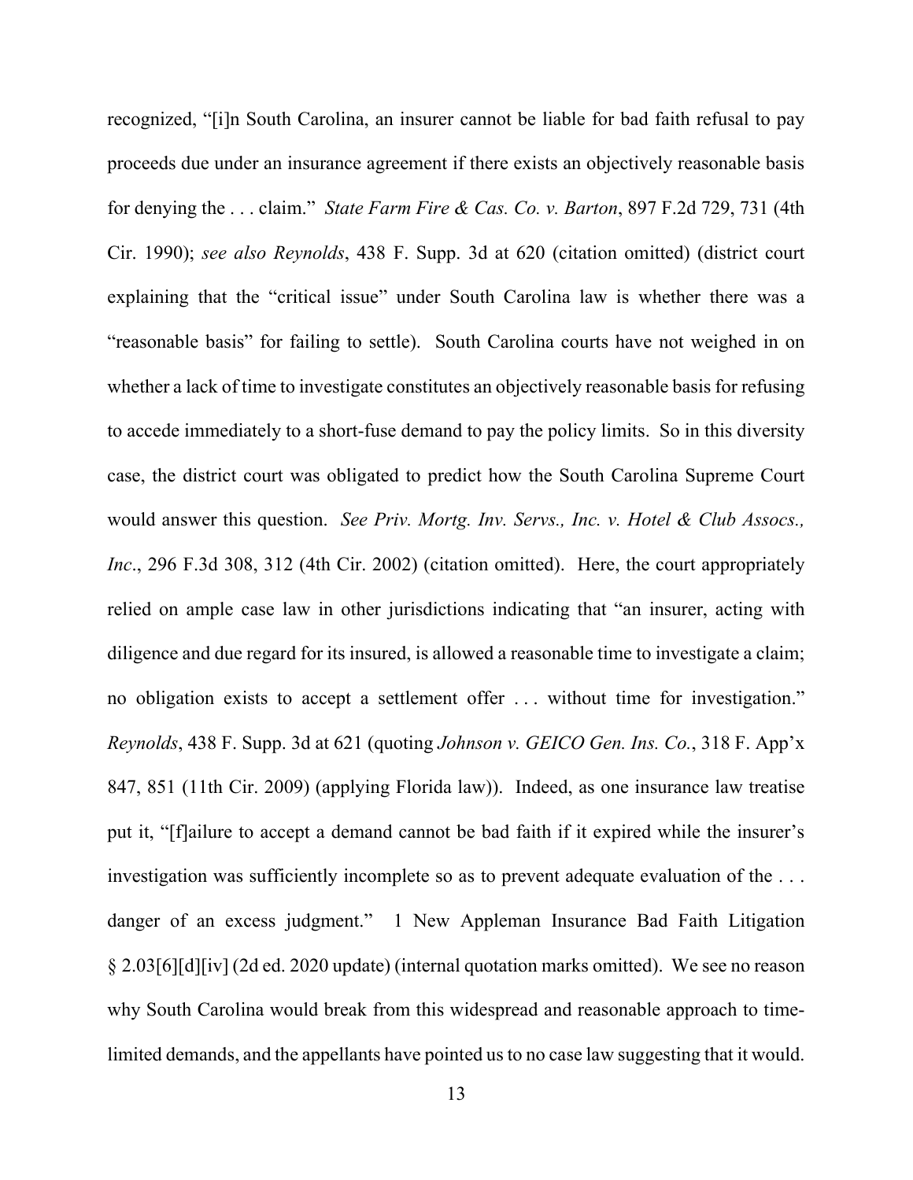recognized, "[i]n South Carolina, an insurer cannot be liable for bad faith refusal to pay proceeds due under an insurance agreement if there exists an objectively reasonable basis for denying the . . . claim." *State Farm Fire & Cas. Co. v. Barton*, 897 F.2d 729, 731 (4th Cir. 1990); *see also Reynolds*, 438 F. Supp. 3d at 620 (citation omitted) (district court explaining that the "critical issue" under South Carolina law is whether there was a "reasonable basis" for failing to settle). South Carolina courts have not weighed in on whether a lack of time to investigate constitutes an objectively reasonable basis for refusing to accede immediately to a short-fuse demand to pay the policy limits. So in this diversity case, the district court was obligated to predict how the South Carolina Supreme Court would answer this question. *See Priv. Mortg. Inv. Servs., Inc. v. Hotel & Club Assocs., Inc*., 296 F.3d 308, 312 (4th Cir. 2002) (citation omitted). Here, the court appropriately relied on ample case law in other jurisdictions indicating that "an insurer, acting with diligence and due regard for its insured, is allowed a reasonable time to investigate a claim; no obligation exists to accept a settlement offer . . . without time for investigation." *Reynolds*, 438 F. Supp. 3d at 621 (quoting *Johnson v. GEICO Gen. Ins. Co.*, 318 F. App'x 847, 851 (11th Cir. 2009) (applying Florida law)). Indeed, as one insurance law treatise put it, "[f]ailure to accept a demand cannot be bad faith if it expired while the insurer's investigation was sufficiently incomplete so as to prevent adequate evaluation of the . . . danger of an excess judgment." 1 New Appleman Insurance Bad Faith Litigation § 2.03[6][d][iv] (2d ed. 2020 update) (internal quotation marks omitted). We see no reason why South Carolina would break from this widespread and reasonable approach to time-limited demands, and the appellants have pointed us to no case law suggesting that it would.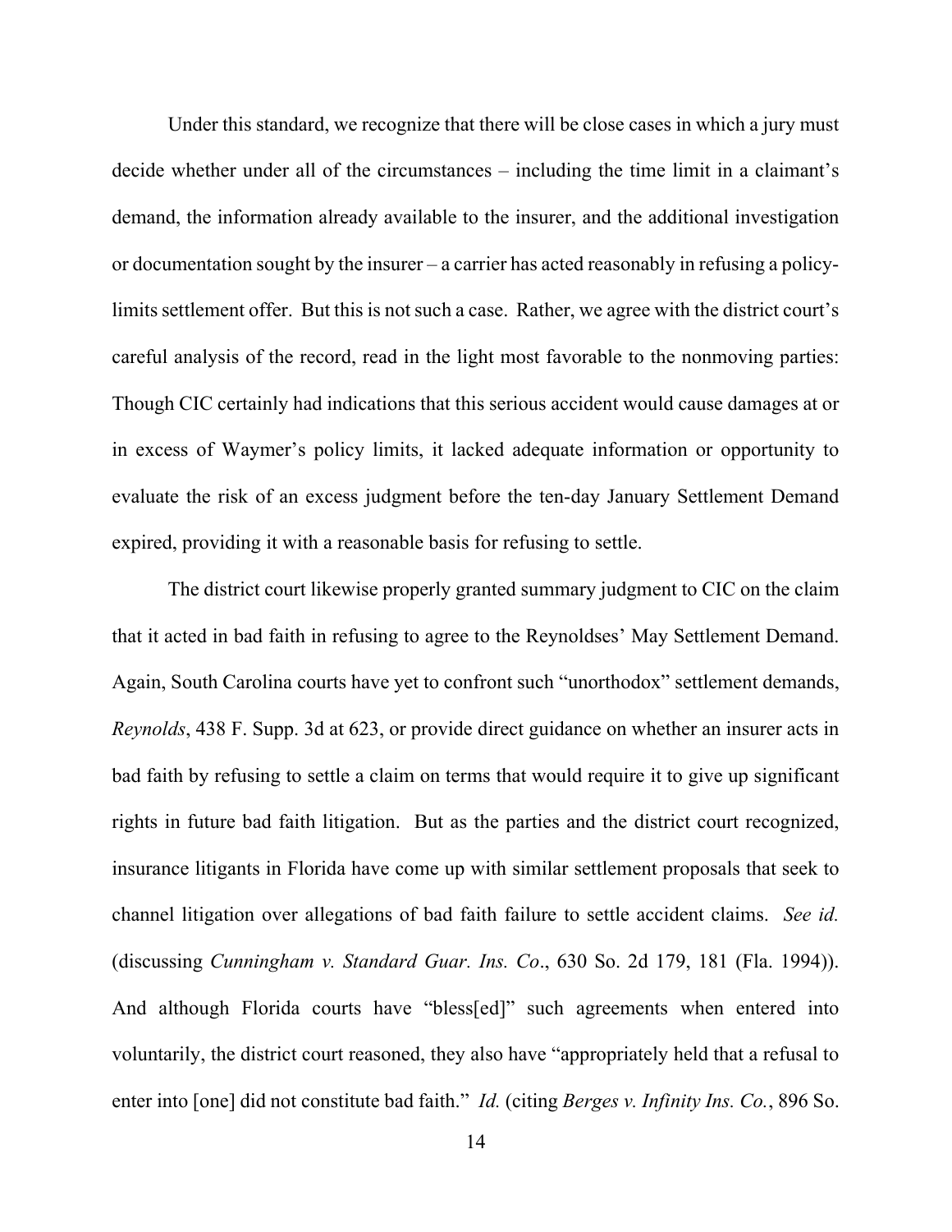Under this standard, we recognize that there will be close cases in which a jury must decide whether under all of the circumstances – including the time limit in a claimant's demand, the information already available to the insurer, and the additional investigation or documentation sought by the insurer – a carrier has acted reasonably in refusing a policy-limits settlement offer. But this is not such a case. Rather, we agree with the district court's careful analysis of the record, read in the light most favorable to the nonmoving parties: Though CIC certainly had indications that this serious accident would cause damages at or in excess of Waymer's policy limits, it lacked adequate information or opportunity to evaluate the risk of an excess judgment before the ten-day January Settlement Demand expired, providing it with a reasonable basis for refusing to settle.

The district court likewise properly granted summary judgment to CIC on the claim that it acted in bad faith in refusing to agree to the Reynoldses' May Settlement Demand. Again, South Carolina courts have yet to confront such "unorthodox" settlement demands, *Reynolds*, 438 F. Supp. 3d at 623, or provide direct guidance on whether an insurer acts in bad faith by refusing to settle a claim on terms that would require it to give up significant rights in future bad faith litigation. But as the parties and the district court recognized, insurance litigants in Florida have come up with similar settlement proposals that seek to channel litigation over allegations of bad faith failure to settle accident claims. *See id.* (discussing *Cunningham v. Standard Guar. Ins. Co*., 630 So. 2d 179, 181 (Fla. 1994)). And although Florida courts have "bless[ed]" such agreements when entered into voluntarily, the district court reasoned, they also have "appropriately held that a refusal to enter into [one] did not constitute bad faith." *Id.* (citing *Berges v. Infinity Ins. Co.*, 896 So.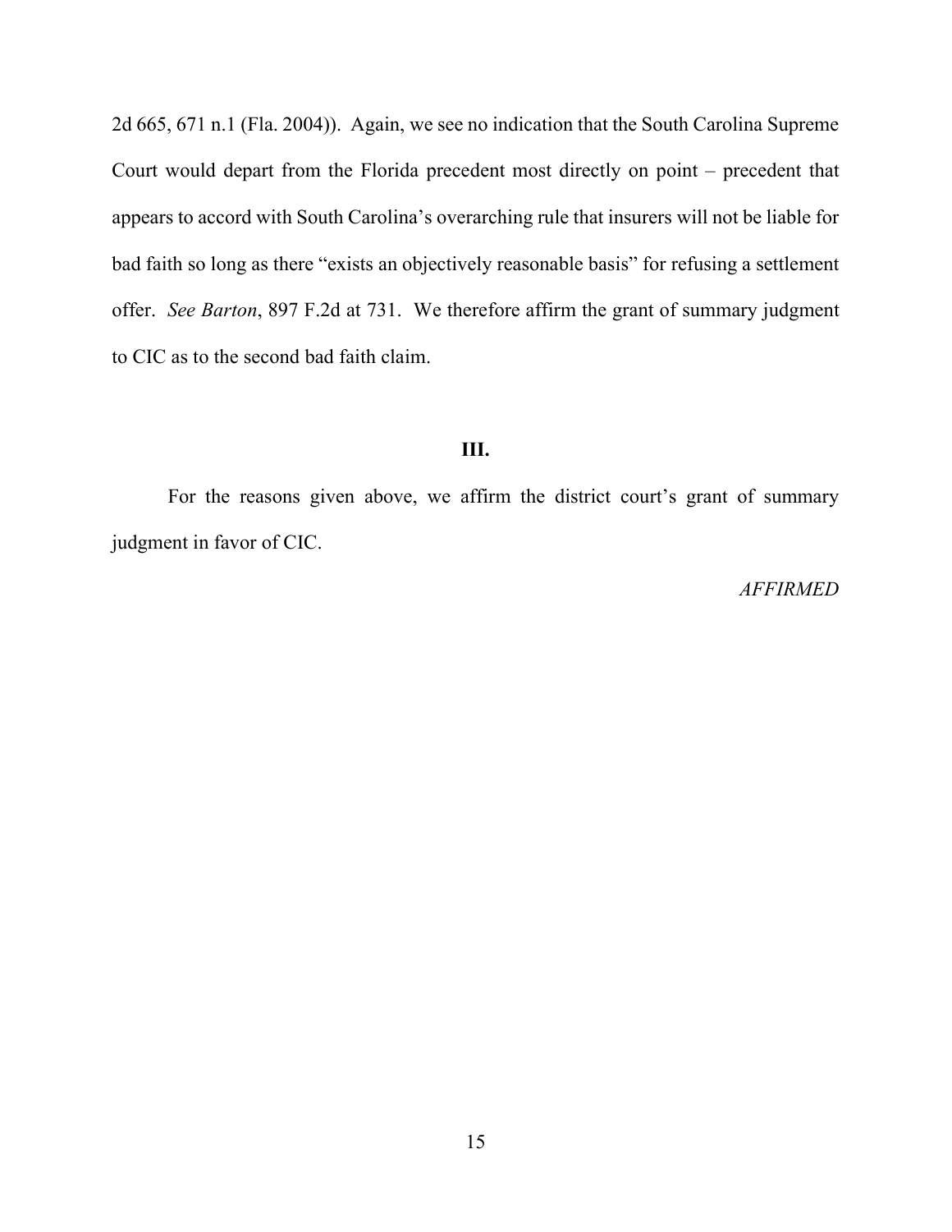2d 665, 671 n.1 (Fla. 2004)). Again, we see no indication that the South Carolina Supreme Court would depart from the Florida precedent most directly on point – precedent that appears to accord with South Carolina's overarching rule that insurers will not be liable for bad faith so long as there "exists an objectively reasonable basis" for refusing a settlement offer. *See Barton*, 897 F.2d at 731. We therefore affirm the grant of summary judgment to CIC as to the second bad faith claim.

## III.

For the reasons given above, we affirm the district court's grant of summary judgment in favor of CIC.

*AFFIRMED*